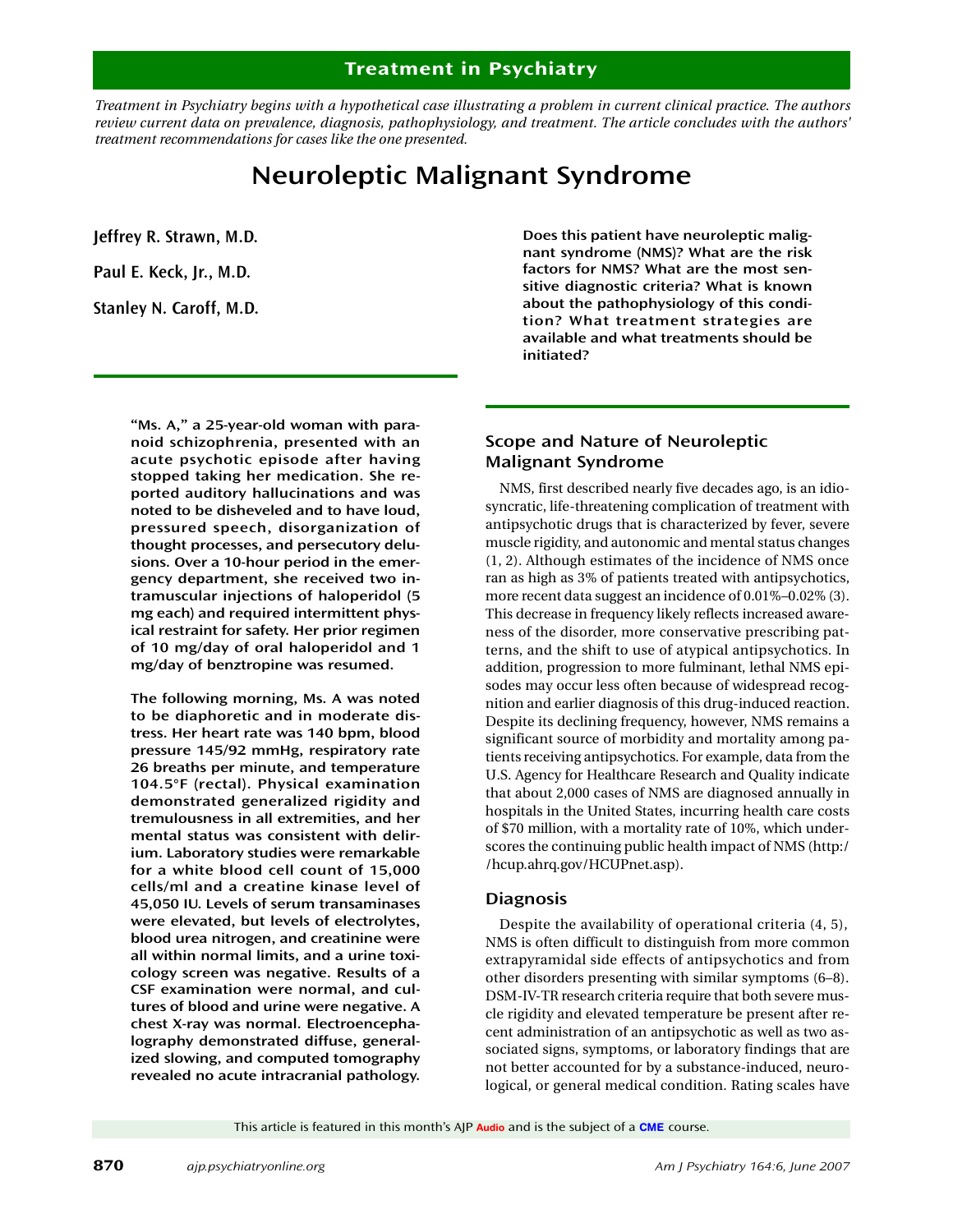## Treatment in Psychiatry

*Treatment in Psychiatry begins with a hypothetical case illustrating a problem in current clinical practice. The authors review current data on prevalence, diagnosis, pathophysiology, and treatment. The article concludes with the authors' treatment recommendations for cases like the one presented.*

# Neuroleptic Malignant Syndrome

**Jeffrey R. Strawn, M.D.**

**Paul E. Keck, Jr., M.D.**

**Stanley N. Caroff, M.D.**

**"Ms. A," a 25-year-old woman with paranoid schizophrenia, presented with an acute psychotic episode after having stopped taking her medication. She reported auditory hallucinations and was noted to be disheveled and to have loud, pressured speech, disorganization of thought processes, and persecutory delusions. Over a 10-hour period in the emergency department, she received two intramuscular injections of haloperidol (5 mg each) and required intermittent physical restraint for safety. Her prior regimen of 10 mg/day of oral haloperidol and 1 mg/day of benztropine was resumed.**

**The following morning, Ms. A was noted to be diaphoretic and in moderate distress. Her heart rate was 140 bpm, blood pressure 145/92 mmHg, respiratory rate 26 breaths per minute, and temperature 104.5°F (rectal). Physical examination demonstrated generalized rigidity and tremulousness in all extremities, and her mental status was consistent with delirium. Laboratory studies were remarkable for a white blood cell count of 15,000 cells/ml and a creatine kinase level of 45,050 IU. Levels of serum transaminases were elevated, but levels of electrolytes, blood urea nitrogen, and creatinine were all within normal limits, and a urine toxicology screen was negative. Results of a CSF examination were normal, and cultures of blood and urine were negative. A chest X-ray was normal. Electroencephalography demonstrated diffuse, generalized slowing, and computed tomography revealed no acute intracranial pathology.**

**Does this patient have neuroleptic malignant syndrome (NMS)? What are the risk factors for NMS? What are the most sensitive diagnostic criteria? What is known about the pathophysiology of this condition? What treatment strategies are available and what treatments should be initiated?**

## Scope and Nature of Neuroleptic Malignant Syndrome

NMS, first described nearly five decades ago, is an idiosyncratic, life-threatening complication of treatment with antipsychotic drugs that is characterized by fever, severe muscle rigidity, and autonomic and mental status changes (1, 2). Although estimates of the incidence of NMS once ran as high as 3% of patients treated with antipsychotics, more recent data suggest an incidence of 0.01%–0.02% (3). This decrease in frequency likely reflects increased awareness of the disorder, more conservative prescribing patterns, and the shift to use of atypical antipsychotics. In addition, progression to more fulminant, lethal NMS episodes may occur less often because of widespread recognition and earlier diagnosis of this drug-induced reaction. Despite its declining frequency, however, NMS remains a significant source of morbidity and mortality among patients receiving antipsychotics. For example, data from the U.S. Agency for Healthcare Research and Quality indicate that about 2,000 cases of NMS are diagnosed annually in hospitals in the United States, incurring health care costs of $70 million, with a mortality rate of 10%, which underscores the continuing public health impact of NMS (http://hcup.ahrq.gov/HCUPnet.asp).

## Diagnosis

Despite the availability of operational criteria (4, 5), NMS is often difficult to distinguish from more common extrapyramidal side effects of antipsychotics and from other disorders presenting with similar symptoms (6–8). DSM-IV-TR research criteria require that both severe muscle rigidity and elevated temperature be present after recent administration of an antipsychotic as well as two associated signs, symptoms, or laboratory findings that are not better accounted for by a substance-induced, neurological, or general medical condition. Rating scales have

This article is featured in this month's AJP **Audio** and is the subject of a **CME** course.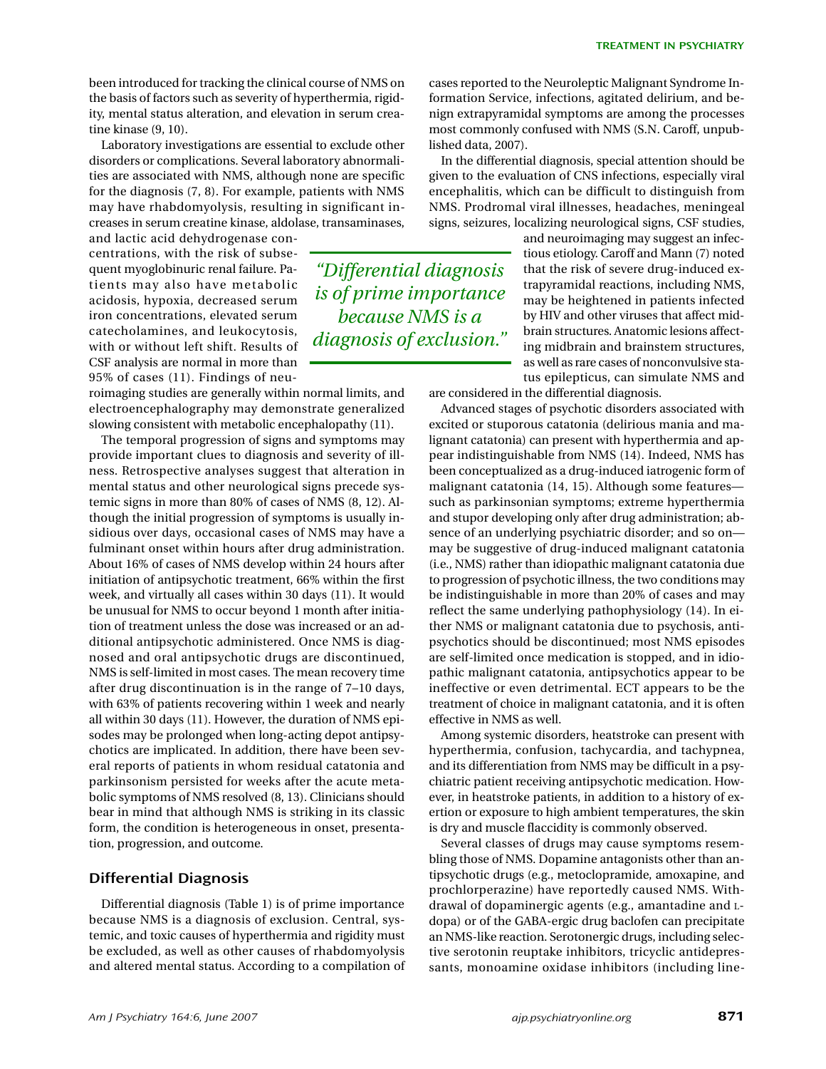been introduced for tracking the clinical course of NMS on the basis of factors such as severity of hyperthermia, rigidity, mental status alteration, and elevation in serum creatine kinase (9, 10).

Laboratory investigations are essential to exclude other disorders or complications. Several laboratory abnormalities are associated with NMS, although none are specific for the diagnosis (7, 8). For example, patients with NMS may have rhabdomyolysis, resulting in significant increases in serum creatine kinase, aldolase, transaminases, and lactic acid dehydrogenase concentrations, with the risk of subsequent myoglobinuric renal failure. Patients may also have metabolic acidosis, hypoxia, decreased serum iron concentrations, elevated serum catecholamines, and leukocytosis, with or without left shift. Results of CSF analysis are normal in more than 95% of cases (11). Findings of neuroimaging studies are generally within normal limits, and electroencephalography may demonstrate generalized slowing consistent with metabolic encephalopathy (11).

The temporal progression of signs and symptoms may provide important clues to diagnosis and severity of illness. Retrospective analyses suggest that alteration in mental status and other neurological signs precede systemic signs in more than 80% of cases of NMS (8, 12). Although the initial progression of symptoms is usually insidious over days, occasional cases of NMS may have a fulminant onset within hours after drug administration. About 16% of cases of NMS develop within 24 hours after initiation of antipsychotic treatment, 66% within the first week, and virtually all cases within 30 days (11). It would be unusual for NMS to occur beyond 1 month after initiation of treatment unless the dose was increased or an additional antipsychotic administered. Once NMS is diagnosed and oral antipsychotic drugs are discontinued, NMS is self-limited in most cases. The mean recovery time after drug discontinuation is in the range of 7–10 days, with 63% of patients recovering within 1 week and nearly all within 30 days (11). However, the duration of NMS episodes may be prolonged when long-acting depot antipsychotics are implicated. In addition, there have been several reports of patients in whom residual catatonia and parkinsonism persisted for weeks after the acute metabolic symptoms of NMS resolved (8, 13). Clinicians should bear in mind that although NMS is striking in its classic form, the condition is heterogeneous in onset, presentation, progression, and outcome.

## Differential Diagnosis

Differential diagnosis (Table 1) is of prime importance because NMS is a diagnosis of exclusion. Central, systemic, and toxic causes of hyperthermia and rigidity must be excluded, as well as other causes of rhabdomyolysis and altered mental status. According to a compilation of cases reported to the Neuroleptic Malignant Syndrome Information Service, infections, agitated delirium, and benign extrapyramidal symptoms are among the processes most commonly confused with NMS (S.N. Caroff, unpublished data, 2007).

*"Differential diagnosis is of prime importance because NMS is a diagnosis of exclusion."*

In the differential diagnosis, special attention should be given to the evaluation of CNS infections, especially viral encephalitis, which can be difficult to distinguish from NMS. Prodromal viral illnesses, headaches, meningeal signs, seizures, localizing neurological signs, CSF studies, and neuroimaging may suggest an infectious etiology. Caroff and Mann (7) noted that the risk of severe drug-induced extrapyramidal reactions, including NMS, may be heightened in patients infected by HIV and other viruses that affect midbrain structures. Anatomic lesions affecting midbrain and brainstem structures, as well as rare cases of nonconvulsive status epilepticus, can simulate NMS and are considered in the differential diagnosis.

Advanced stages of psychotic disorders associated with excited or stuporous catatonia (delirious mania and malignant catatonia) can present with hyperthermia and appear indistinguishable from NMS (14). Indeed, NMS has been conceptualized as a drug-induced iatrogenic form of malignant catatonia (14, 15). Although some features—such as parkinsonian symptoms; extreme hyperthermia and stupor developing only after drug administration; absence of an underlying psychiatric disorder; and so on—may be suggestive of drug-induced malignant catatonia (i.e., NMS) rather than idiopathic malignant catatonia due to progression of psychotic illness, the two conditions may be indistinguishable in more than 20% of cases and may reflect the same underlying pathophysiology (14). In either NMS or malignant catatonia due to psychosis, antipsychotics should be discontinued; most NMS episodes are self-limited once medication is stopped, and in idiopathic malignant catatonia, antipsychotics appear to be ineffective or even detrimental. ECT appears to be the treatment of choice in malignant catatonia, and it is often effective in NMS as well.

Among systemic disorders, heatstroke can present with hyperthermia, confusion, tachycardia, and tachypnea, and its differentiation from NMS may be difficult in a psychiatric patient receiving antipsychotic medication. However, in heatstroke patients, in addition to a history of exertion or exposure to high ambient temperatures, the skin is dry and muscle flaccidity is commonly observed.

Several classes of drugs may cause symptoms resembling those of NMS. Dopamine antagonists other than antipsychotic drugs (e.g., metoclopramide, amoxapine, and prochlorperazine) have reportedly caused NMS. Withdrawal of dopaminergic agents (e.g., amantadine and L-dopa) or of the GABA-ergic drug baclofen can precipitate an NMS-like reaction. Serotonergic drugs, including selective serotonin reuptake inhibitors, tricyclic antidepressants, monoamine oxidase inhibitors (including line-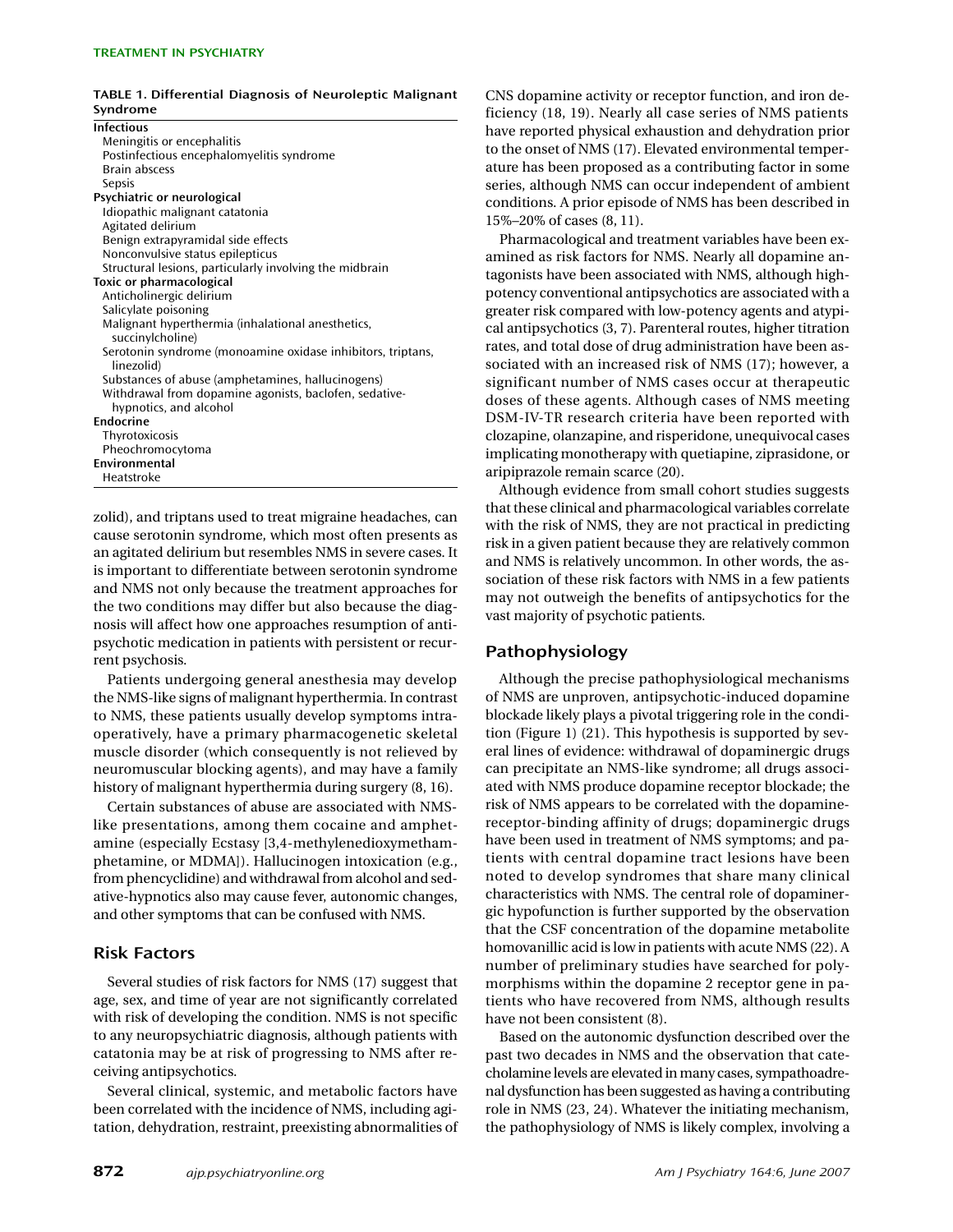**TABLE 1. Differential Diagnosis of Neuroleptic Malignant Syndrome**

| |
|---|
| **Infectious** |
| Meningitis or encephalitis |
| Postinfectious encephalomyelitis syndrome |
| Brain abscess |
| Sepsis |
| **Psychiatric or neurological** |
| Idiopathic malignant catatonia |
| Agitated delirium |
| Benign extrapyramidal side effects |
| Nonconvulsive status epilepticus |
| Structural lesions, particularly involving the midbrain |
| **Toxic or pharmacological** |
| Anticholinergic delirium |
| Salicylate poisoning |
| Malignant hyperthermia (inhalational anesthetics, succinylcholine) |
| Serotonin syndrome (monoamine oxidase inhibitors, triptans, linezolid) |
| Substances of abuse (amphetamines, hallucinogens) |
| Withdrawal from dopamine agonists, baclofen, sedative-hypnotics, and alcohol |
| **Endocrine** |
| Thyrotoxicosis |
| Pheochromocytoma |
| **Environmental** |
| Heatstroke |

zolid), and triptans used to treat migraine headaches, can cause serotonin syndrome, which most often presents as an agitated delirium but resembles NMS in severe cases. It is important to differentiate between serotonin syndrome and NMS not only because the treatment approaches for the two conditions may differ but also because the diagnosis will affect how one approaches resumption of antipsychotic medication in patients with persistent or recurrent psychosis.

Patients undergoing general anesthesia may develop the NMS-like signs of malignant hyperthermia. In contrast to NMS, these patients usually develop symptoms intraoperatively, have a primary pharmacogenetic skeletal muscle disorder (which consequently is not relieved by neuromuscular blocking agents), and may have a family history of malignant hyperthermia during surgery (8, 16).

Certain substances of abuse are associated with NMS-like presentations, among them cocaine and amphetamine (especially Ecstasy [3,4-methylenedioxymethamphetamine, or MDMA]). Hallucinogen intoxication (e.g., from phencyclidine) and withdrawal from alcohol and sedative-hypnotics also may cause fever, autonomic changes, and other symptoms that can be confused with NMS.

## Risk Factors

Several studies of risk factors for NMS (17) suggest that age, sex, and time of year are not significantly correlated with risk of developing the condition. NMS is not specific to any neuropsychiatric diagnosis, although patients with catatonia may be at risk of progressing to NMS after receiving antipsychotics.

Several clinical, systemic, and metabolic factors have been correlated with the incidence of NMS, including agitation, dehydration, restraint, preexisting abnormalities of CNS dopamine activity or receptor function, and iron deficiency (18, 19). Nearly all case series of NMS patients have reported physical exhaustion and dehydration prior to the onset of NMS (17). Elevated environmental temperature has been proposed as a contributing factor in some series, although NMS can occur independent of ambient conditions. A prior episode of NMS has been described in 15%–20% of cases (8, 11).

Pharmacological and treatment variables have been examined as risk factors for NMS. Nearly all dopamine antagonists have been associated with NMS, although high-potency conventional antipsychotics are associated with a greater risk compared with low-potency agents and atypical antipsychotics (3, 7). Parenteral routes, higher titration rates, and total dose of drug administration have been associated with an increased risk of NMS (17); however, a significant number of NMS cases occur at therapeutic doses of these agents. Although cases of NMS meeting DSM-IV-TR research criteria have been reported with clozapine, olanzapine, and risperidone, unequivocal cases implicating monotherapy with quetiapine, ziprasidone, or aripiprazole remain scarce (20).

Although evidence from small cohort studies suggests that these clinical and pharmacological variables correlate with the risk of NMS, they are not practical in predicting risk in a given patient because they are relatively common and NMS is relatively uncommon. In other words, the association of these risk factors with NMS in a few patients may not outweigh the benefits of antipsychotics for the vast majority of psychotic patients.

## Pathophysiology

Although the precise pathophysiological mechanisms of NMS are unproven, antipsychotic-induced dopamine blockade likely plays a pivotal triggering role in the condition (Figure 1) (21). This hypothesis is supported by several lines of evidence: withdrawal of dopaminergic drugs can precipitate an NMS-like syndrome; all drugs associated with NMS produce dopamine receptor blockade; the risk of NMS appears to be correlated with the dopamine-receptor-binding affinity of drugs; dopaminergic drugs have been used in treatment of NMS symptoms; and patients with central dopamine tract lesions have been noted to develop syndromes that share many clinical characteristics with NMS. The central role of dopaminergic hypofunction is further supported by the observation that the CSF concentration of the dopamine metabolite homovanillic acid is low in patients with acute NMS (22). A number of preliminary studies have searched for polymorphisms within the dopamine 2 receptor gene in patients who have recovered from NMS, although results have not been consistent (8).

Based on the autonomic dysfunction described over the past two decades in NMS and the observation that catecholamine levels are elevated in many cases, sympathoadrenal dysfunction has been suggested as having a contributing role in NMS (23, 24). Whatever the initiating mechanism, the pathophysiology of NMS is likely complex, involving a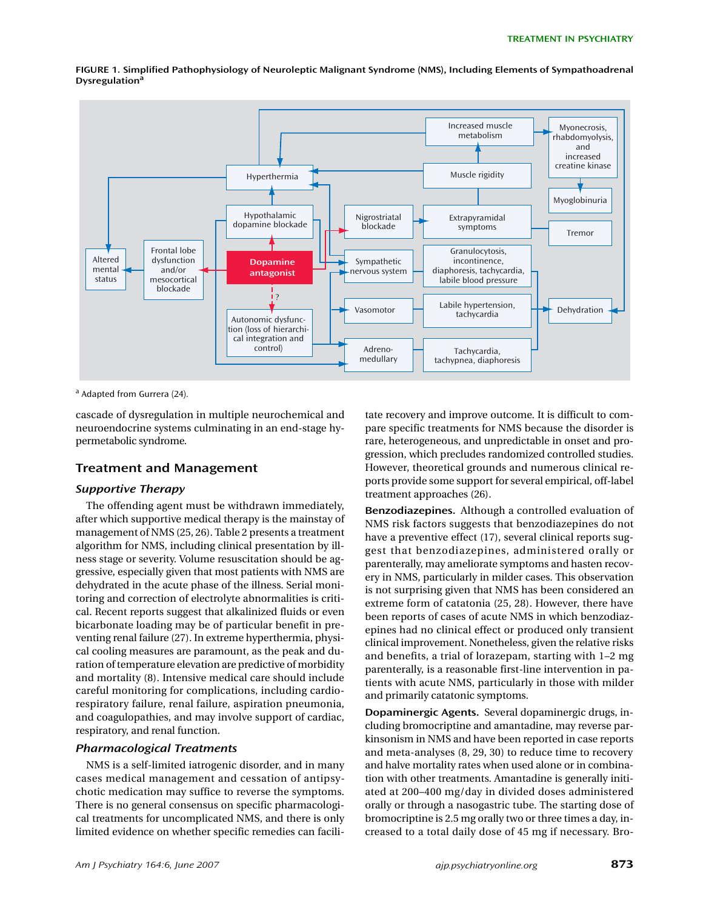FIGURE 1. Simplified Pathophysiology of Neuroleptic Malignant Syndrome (NMS), Including Elements of Sympathoadrenal Dysregulation[a]

[a] Adapted from Gurrera (24).

cascade of dysregulation in multiple neurochemical and neuroendocrine systems culminating in an end-stage hypermetabolic syndrome.

## Treatment and Management

### Supportive Therapy

The offending agent must be withdrawn immediately, after which supportive medical therapy is the mainstay of management of NMS (25, 26). Table 2 presents a treatment algorithm for NMS, including clinical presentation by illness stage or severity. Volume resuscitation should be aggressive, especially given that most patients with NMS are dehydrated in the acute phase of the illness. Serial monitoring and correction of electrolyte abnormalities is critical. Recent reports suggest that alkalinized fluids or even bicarbonate loading may be of particular benefit in preventing renal failure (27). In extreme hyperthermia, physical cooling measures are paramount, as the peak and duration of temperature elevation are predictive of morbidity and mortality (8). Intensive medical care should include careful monitoring for complications, including cardiorespiratory failure, renal failure, aspiration pneumonia, and coagulopathies, and may involve support of cardiac, respiratory, and renal function.

### Pharmacological Treatments

NMS is a self-limited iatrogenic disorder, and in many cases medical management and cessation of antipsychotic medication may suffice to reverse the symptoms. There is no general consensus on specific pharmacological treatments for uncomplicated NMS, and there is only limited evidence on whether specific remedies can facilitate recovery and improve outcome. It is difficult to compare specific treatments for NMS because the disorder is rare, heterogeneous, and unpredictable in onset and progression, which precludes randomized controlled studies. However, theoretical grounds and numerous clinical reports provide some support for several empirical, off-label treatment approaches (26).

**Benzodiazepines.** Although a controlled evaluation of NMS risk factors suggests that benzodiazepines do not have a preventive effect (17), several clinical reports suggest that benzodiazepines, administered orally or parenterally, may ameliorate symptoms and hasten recovery in NMS, particularly in milder cases. This observation is not surprising given that NMS has been considered an extreme form of catatonia (25, 28). However, there have been reports of cases of acute NMS in which benzodiazepines had no clinical effect or produced only transient clinical improvement. Nonetheless, given the relative risks and benefits, a trial of lorazepam, starting with 1–2 mg parenterally, is a reasonable first-line intervention in patients with acute NMS, particularly in those with milder and primarily catatonic symptoms.

**Dopaminergic Agents.** Several dopaminergic drugs, including bromocriptine and amantadine, may reverse parkinsonism in NMS and have been reported in case reports and meta-analyses (8, 29, 30) to reduce time to recovery and halve mortality rates when used alone or in combination with other treatments. Amantadine is generally initiated at 200–400 mg/day in divided doses administered orally or through a nasogastric tube. The starting dose of bromocriptine is 2.5 mg orally two or three times a day, increased to a total daily dose of 45 mg if necessary. Bro-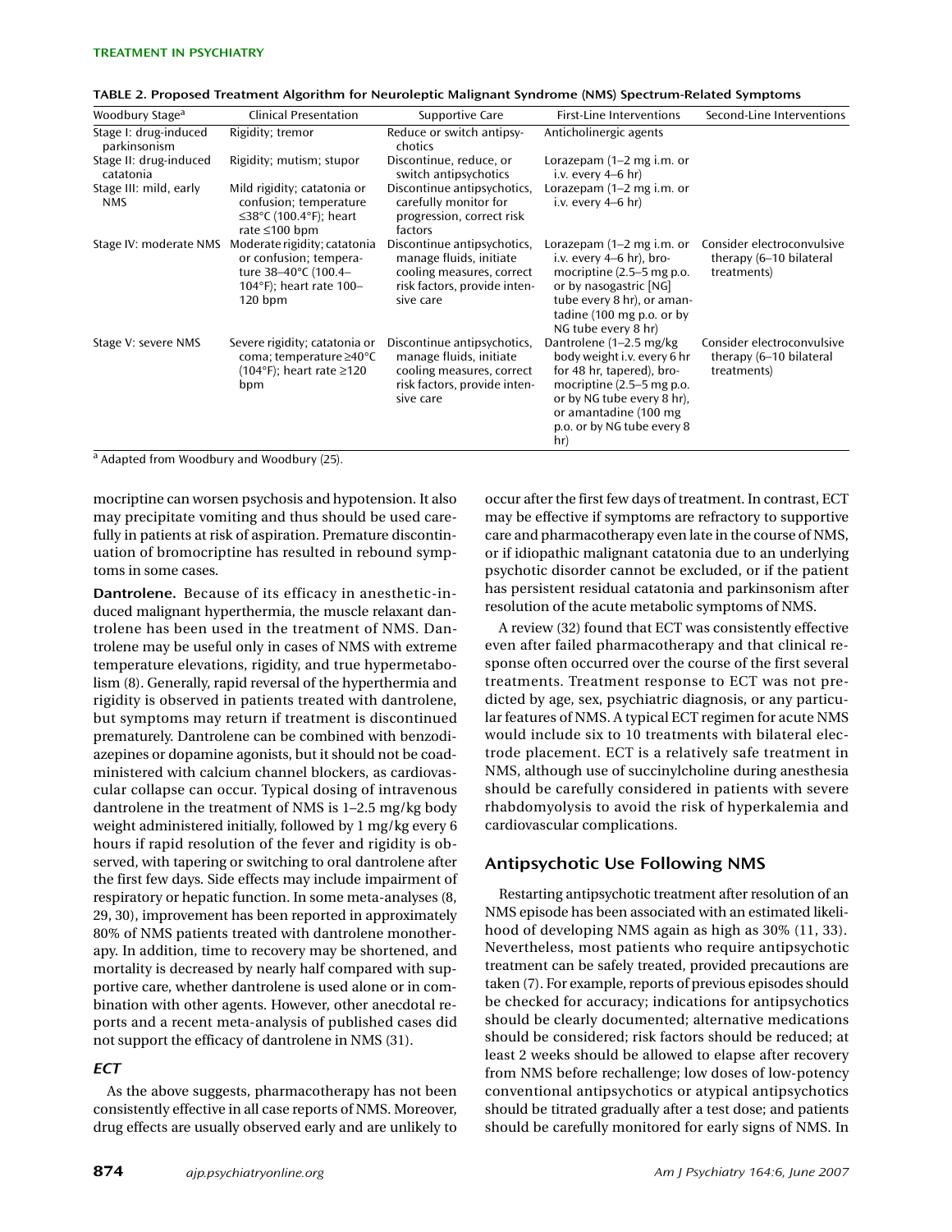TABLE 2. Proposed Treatment Algorithm for Neuroleptic Malignant Syndrome (NMS) Spectrum-Related Symptoms

| Woodbury Stage[a] | Clinical Presentation | Supportive Care | First-Line Interventions | Second-Line Interventions |
|---|---|---|---|---|
| Stage I: drug-induced parkinsonism | Rigidity; tremor | Reduce or switch antipsychotics | Anticholinergic agents | |
| Stage II: drug-induced catatonia | Rigidity; mutism; stupor | Discontinue, reduce, or switch antipsychotics | Lorazepam (1–2 mg i.m. or i.v. every 4–6 hr) | |
| Stage III: mild, early NMS | Mild rigidity; catatonia or confusion; temperature ≤38°C (100.4°F); heart rate ≤100 bpm | Discontinue antipsychotics, carefully monitor for progression, correct risk factors | Lorazepam (1–2 mg i.m. or i.v. every 4–6 hr) | |
| Stage IV: moderate NMS | Moderate rigidity; catatonia or confusion; temperature 38–40°C (100.4–104°F); heart rate 100–120 bpm | Discontinue antipsychotics, manage fluids, initiate cooling measures, correct risk factors, provide intensive care | Lorazepam (1–2 mg i.m. or i.v. every 4–6 hr), bromocriptine (2.5–5 mg p.o. or by nasogastric [NG] tube every 8 hr), or amantadine (100 mg p.o. or by NG tube every 8 hr) | Consider electroconvulsive therapy (6–10 bilateral treatments) |
| Stage V: severe NMS | Severe rigidity; catatonia or coma; temperature ≥40°C (104°F); heart rate ≥120 bpm | Discontinue antipsychotics, manage fluids, initiate cooling measures, correct risk factors, provide intensive care | Dantrolene (1–2.5 mg/kg body weight i.v. every 6 hr for 48 hr, tapered), bromocriptine (2.5–5 mg p.o. or by NG tube every 8 hr), or amantadine (100 mg p.o. or by NG tube every 8 hr) | Consider electroconvulsive therapy (6–10 bilateral treatments) |

[a] Adapted from Woodbury and Woodbury (25).

mocriptine can worsen psychosis and hypotension. It also may precipitate vomiting and thus should be used carefully in patients at risk of aspiration. Premature discontinuation of bromocriptine has resulted in rebound symptoms in some cases.

**Dantrolene.** Because of its efficacy in anesthetic-induced malignant hyperthermia, the muscle relaxant dantrolene has been used in the treatment of NMS. Dantrolene may be useful only in cases of NMS with extreme temperature elevations, rigidity, and true hypermetabolism (8). Generally, rapid reversal of the hyperthermia and rigidity is observed in patients treated with dantrolene, but symptoms may return if treatment is discontinued prematurely. Dantrolene can be combined with benzodiazepines or dopamine agonists, but it should not be coadministered with calcium channel blockers, as cardiovascular collapse can occur. Typical dosing of intravenous dantrolene in the treatment of NMS is 1–2.5 mg/kg body weight administered initially, followed by 1 mg/kg every 6 hours if rapid resolution of the fever and rigidity is observed, with tapering or switching to oral dantrolene after the first few days. Side effects may include impairment of respiratory or hepatic function. In some meta-analyses (8, 29, 30), improvement has been reported in approximately 80% of NMS patients treated with dantrolene monotherapy. In addition, time to recovery may be shortened, and mortality is decreased by nearly half compared with supportive care, whether dantrolene is used alone or in combination with other agents. However, other anecdotal reports and a recent meta-analysis of published cases did not support the efficacy of dantrolene in NMS (31).

### *ECT*

As the above suggests, pharmacotherapy has not been consistently effective in all case reports of NMS. Moreover, drug effects are usually observed early and are unlikely to occur after the first few days of treatment. In contrast, ECT may be effective if symptoms are refractory to supportive care and pharmacotherapy even late in the course of NMS, or if idiopathic malignant catatonia due to an underlying psychotic disorder cannot be excluded, or if the patient has persistent residual catatonia and parkinsonism after resolution of the acute metabolic symptoms of NMS.

A review (32) found that ECT was consistently effective even after failed pharmacotherapy and that clinical response often occurred over the course of the first several treatments. Treatment response to ECT was not predicted by age, sex, psychiatric diagnosis, or any particular features of NMS. A typical ECT regimen for acute NMS would include six to 10 treatments with bilateral electrode placement. ECT is a relatively safe treatment in NMS, although use of succinylcholine during anesthesia should be carefully considered in patients with severe rhabdomyolysis to avoid the risk of hyperkalemia and cardiovascular complications.

## Antipsychotic Use Following NMS

Restarting antipsychotic treatment after resolution of an NMS episode has been associated with an estimated likelihood of developing NMS again as high as 30% (11, 33). Nevertheless, most patients who require antipsychotic treatment can be safely treated, provided precautions are taken (7). For example, reports of previous episodes should be checked for accuracy; indications for antipsychotics should be clearly documented; alternative medications should be considered; risk factors should be reduced; at least 2 weeks should be allowed to elapse after recovery from NMS before rechallenge; low doses of low-potency conventional antipsychotics or atypical antipsychotics should be titrated gradually after a test dose; and patients should be carefully monitored for early signs of NMS. In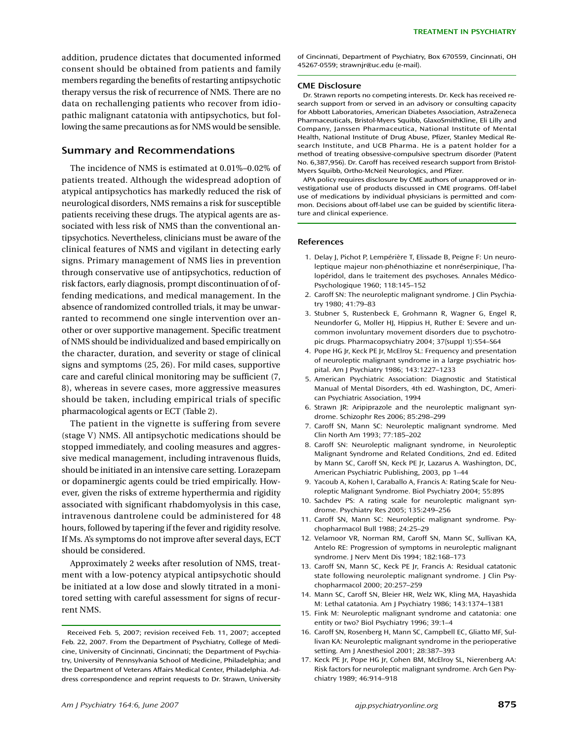addition, prudence dictates that documented informed consent should be obtained from patients and family members regarding the benefits of restarting antipsychotic therapy versus the risk of recurrence of NMS. There are no data on rechallenging patients who recover from idiopathic malignant catatonia with antipsychotics, but following the same precautions as for NMS would be sensible.

## Summary and Recommendations

The incidence of NMS is estimated at 0.01%–0.02% of patients treated. Although the widespread adoption of atypical antipsychotics has markedly reduced the risk of neurological disorders, NMS remains a risk for susceptible patients receiving these drugs. The atypical agents are associated with less risk of NMS than the conventional antipsychotics. Nevertheless, clinicians must be aware of the clinical features of NMS and vigilant in detecting early signs. Primary management of NMS lies in prevention through conservative use of antipsychotics, reduction of risk factors, early diagnosis, prompt discontinuation of offending medications, and medical management. In the absence of randomized controlled trials, it may be unwarranted to recommend one single intervention over another or over supportive management. Specific treatment of NMS should be individualized and based empirically on the character, duration, and severity or stage of clinical signs and symptoms (25, 26). For mild cases, supportive care and careful clinical monitoring may be sufficient (7, 8), whereas in severe cases, more aggressive measures should be taken, including empirical trials of specific pharmacological agents or ECT (Table 2).

The patient in the vignette is suffering from severe (stage V) NMS. All antipsychotic medications should be stopped immediately, and cooling measures and aggressive medical management, including intravenous fluids, should be initiated in an intensive care setting. Lorazepam or dopaminergic agents could be tried empirically. However, given the risks of extreme hyperthermia and rigidity associated with significant rhabdomyolysis in this case, intravenous dantrolene could be administered for 48 hours, followed by tapering if the fever and rigidity resolve. If Ms. A's symptoms do not improve after several days, ECT should be considered.

Approximately 2 weeks after resolution of NMS, treatment with a low-potency atypical antipsychotic should be initiated at a low dose and slowly titrated in a monitored setting with careful assessment for signs of recurrent NMS.

Received Feb. 5, 2007; revision received Feb. 11, 2007; accepted Feb. 22, 2007. From the Department of Psychiatry, College of Medicine, University of Cincinnati, Cincinnati; the Department of Psychiatry, University of Pennsylvania School of Medicine, Philadelphia; and the Department of Veterans Affairs Medical Center, Philadelphia. Address correspondence and reprint requests to Dr. Strawn, University of Cincinnati, Department of Psychiatry, Box 670559, Cincinnati, OH 45267-0559; strawnjr@uc.edu (e-mail).

### CME Disclosure

Dr. Strawn reports no competing interests. Dr. Keck has received research support from or served in an advisory or consulting capacity for Abbott Laboratories, American Diabetes Association, AstraZeneca Pharmaceuticals, Bristol-Myers Squibb, GlaxoSmithKline, Eli Lilly and Company, Janssen Pharmaceutica, National Institute of Mental Health, National Institute of Drug Abuse, Pfizer, Stanley Medical Research Institute, and UCB Pharma. He is a patent holder for a method of treating obsessive-compulsive spectrum disorder (Patent No. 6,387,956). Dr. Caroff has received research support from Bristol-Myers Squibb, Ortho-McNeil Neurologics, and Pfizer.

APA policy requires disclosure by CME authors of unapproved or investigational use of products discussed in CME programs. Off-label use of medications by individual physicians is permitted and common. Decisions about off-label use can be guided by scientific literature and clinical experience.

### References

1. Delay J, Pichot P, Lempérière T, Elissade B, Peigne F: Un neuroleptique majeur non-phénothiazine et nonréserpinique, l'halopéridol, dans le traitement des psychoses. Annales Médico-Psychologique 1960; 118:145–152
2. Caroff SN: The neuroleptic malignant syndrome. J Clin Psychiatry 1980; 41:79–83
3. Stubner S, Rustenbeck E, Grohmann R, Wagner G, Engel R, Neundorfer G, Moller HJ, Hippius H, Ruther E: Severe and uncommon involuntary movement disorders due to psychotropic drugs. Pharmacopsychiatry 2004; 37(suppl 1):S54–S64
4. Pope HG Jr, Keck PE Jr, McElroy SL: Frequency and presentation of neuroleptic malignant syndrome in a large psychiatric hospital. Am J Psychiatry 1986; 143:1227–1233
5. American Psychiatric Association: Diagnostic and Statistical Manual of Mental Disorders, 4th ed. Washington, DC, American Psychiatric Association, 1994
6. Strawn JR: Aripiprazole and the neuroleptic malignant syndrome. Schizophr Res 2006; 85:298–299
7. Caroff SN, Mann SC: Neuroleptic malignant syndrome. Med Clin North Am 1993; 77:185–202
8. Caroff SN: Neuroleptic malignant syndrome, in Neuroleptic Malignant Syndrome and Related Conditions, 2nd ed. Edited by Mann SC, Caroff SN, Keck PE Jr, Lazarus A. Washington, DC, American Psychiatric Publishing, 2003, pp 1–44
9. Yacoub A, Kohen I, Caraballo A, Francis A: Rating Scale for Neuroleptic Malignant Syndrome. Biol Psychiatry 2004; 55:89S
10. Sachdev PS: A rating scale for neuroleptic malignant syndrome. Psychiatry Res 2005; 135:249–256
11. Caroff SN, Mann SC: Neuroleptic malignant syndrome. Psychopharmacol Bull 1988; 24:25–29
12. Velamoor VR, Norman RM, Caroff SN, Mann SC, Sullivan KA, Antelo RE: Progression of symptoms in neuroleptic malignant syndrome. J Nerv Ment Dis 1994; 182:168–173
13. Caroff SN, Mann SC, Keck PE Jr, Francis A: Residual catatonic state following neuroleptic malignant syndrome. J Clin Psychopharmacol 2000; 20:257–259
14. Mann SC, Caroff SN, Bleier HR, Welz WK, Kling MA, Hayashida M: Lethal catatonia. Am J Psychiatry 1986; 143:1374–1381
15. Fink M: Neuroleptic malignant syndrome and catatonia: one entity or two? Biol Psychiatry 1996; 39:1–4
16. Caroff SN, Rosenberg H, Mann SC, Campbell EC, Gliatto MF, Sullivan KA: Neuroleptic malignant syndrome in the perioperative setting. Am J Anesthesiol 2001; 28:387–393
17. Keck PE Jr, Pope HG Jr, Cohen BM, McElroy SL, Nierenberg AA: Risk factors for neuroleptic malignant syndrome. Arch Gen Psychiatry 1989; 46:914–918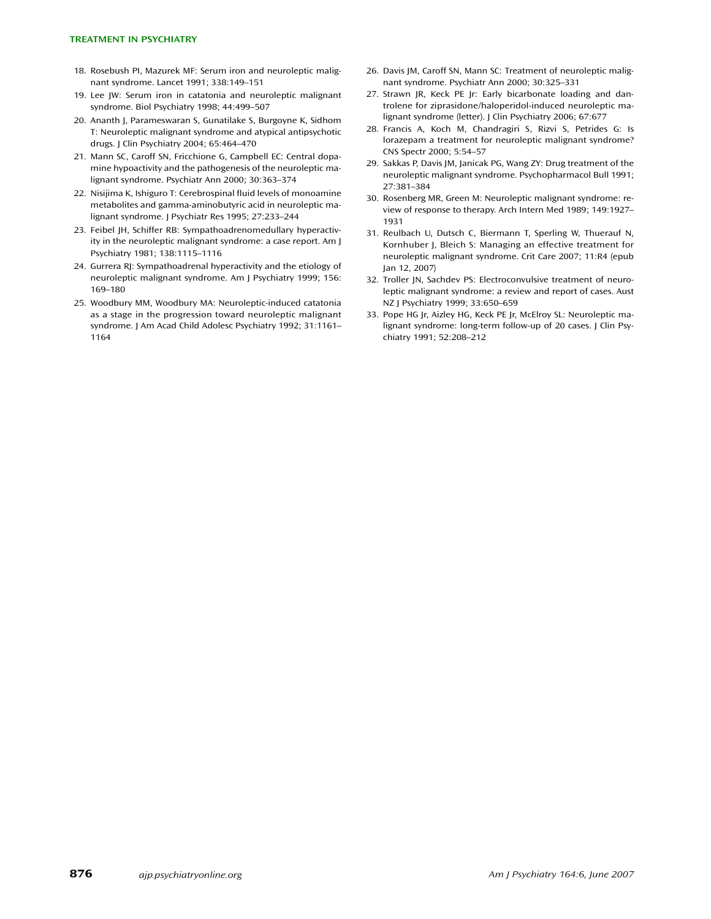18. Rosebush PI, Mazurek MF: Serum iron and neuroleptic malignant syndrome. Lancet 1991; 338:149–151
19. Lee JW: Serum iron in catatonia and neuroleptic malignant syndrome. Biol Psychiatry 1998; 44:499–507
20. Ananth J, Parameswaran S, Gunatilake S, Burgoyne K, Sidhom T: Neuroleptic malignant syndrome and atypical antipsychotic drugs. J Clin Psychiatry 2004; 65:464–470
21. Mann SC, Caroff SN, Fricchione G, Campbell EC: Central dopamine hypoactivity and the pathogenesis of the neuroleptic malignant syndrome. Psychiatr Ann 2000; 30:363–374
22. Nisijima K, Ishiguro T: Cerebrospinal fluid levels of monoamine metabolites and gamma-aminobutyric acid in neuroleptic malignant syndrome. J Psychiatr Res 1995; 27:233–244
23. Feibel JH, Schiffer RB: Sympathoadrenomedullary hyperactivity in the neuroleptic malignant syndrome: a case report. Am J Psychiatry 1981; 138:1115–1116
24. Gurrera RJ: Sympathoadrenal hyperactivity and the etiology of neuroleptic malignant syndrome. Am J Psychiatry 1999; 156: 169–180
25. Woodbury MM, Woodbury MA: Neuroleptic-induced catatonia as a stage in the progression toward neuroleptic malignant syndrome. J Am Acad Child Adolesc Psychiatry 1992; 31:1161–1164
26. Davis JM, Caroff SN, Mann SC: Treatment of neuroleptic malignant syndrome. Psychiatr Ann 2000; 30:325–331
27. Strawn JR, Keck PE Jr: Early bicarbonate loading and dantrolene for ziprasidone/haloperidol-induced neuroleptic malignant syndrome (letter). J Clin Psychiatry 2006; 67:677
28. Francis A, Koch M, Chandragiri S, Rizvi S, Petrides G: Is lorazepam a treatment for neuroleptic malignant syndrome? CNS Spectr 2000; 5:54–57
29. Sakkas P, Davis JM, Janicak PG, Wang ZY: Drug treatment of the neuroleptic malignant syndrome. Psychopharmacol Bull 1991; 27:381–384
30. Rosenberg MR, Green M: Neuroleptic malignant syndrome: review of response to therapy. Arch Intern Med 1989; 149:1927–1931
31. Reulbach U, Dutsch C, Biermann T, Sperling W, Thuerauf N, Kornhuber J, Bleich S: Managing an effective treatment for neuroleptic malignant syndrome. Crit Care 2007; 11:R4 (epub Jan 12, 2007)
32. Troller JN, Sachdev PS: Electroconvulsive treatment of neuroleptic malignant syndrome: a review and report of cases. Aust NZ J Psychiatry 1999; 33:650–659
33. Pope HG Jr, Aizley HG, Keck PE Jr, McElroy SL: Neuroleptic malignant syndrome: long-term follow-up of 20 cases. J Clin Psychiatry 1991; 52:208–212